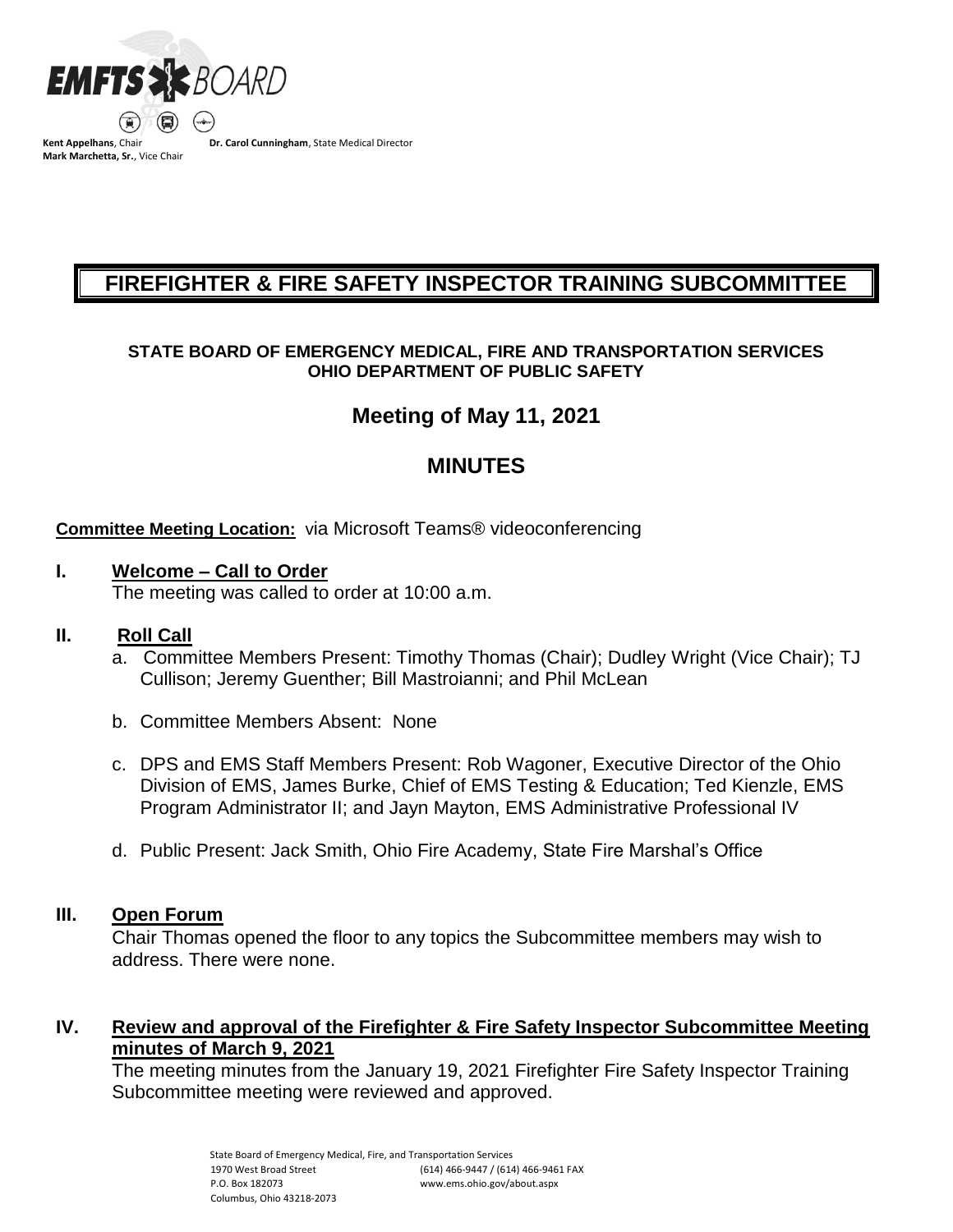**Kent Appelhans**, Chair **Dr. Carol Cunningham**, State Medical Director
**Mark Marchetta, Sr.**, Vice Chair

# FIREFIGHTER & FIRE SAFETY INSPECTOR TRAINING SUBCOMMITTEE

**STATE BOARD OF EMERGENCY MEDICAL, FIRE AND TRANSPORTATION SERVICES**
**OHIO DEPARTMENT OF PUBLIC SAFETY**

## Meeting of May 11, 2021

## MINUTES

**Committee Meeting Location:** via Microsoft Teams® videoconferencing

### I. Welcome – Call to Order

The meeting was called to order at 10:00 a.m.

### II. Roll Call

a. Committee Members Present: Timothy Thomas (Chair); Dudley Wright (Vice Chair); TJ Cullison; Jeremy Guenther; Bill Mastroianni; and Phil McLean

b. Committee Members Absent: None

c. DPS and EMS Staff Members Present: Rob Wagoner, Executive Director of the Ohio Division of EMS, James Burke, Chief of EMS Testing & Education; Ted Kienzle, EMS Program Administrator II; and Jayn Mayton, EMS Administrative Professional IV

d. Public Present: Jack Smith, Ohio Fire Academy, State Fire Marshal's Office

### III. Open Forum

Chair Thomas opened the floor to any topics the Subcommittee members may wish to address. There were none.

### IV. Review and approval of the Firefighter & Fire Safety Inspector Subcommittee Meeting minutes of March 9, 2021

The meeting minutes from the January 19, 2021 Firefighter Fire Safety Inspector Training Subcommittee meeting were reviewed and approved.

State Board of Emergency Medical, Fire, and Transportation Services
1970 West Broad Street (614) 466-9447 / (614) 466-9461 FAX
P.O. Box 182073 www.ems.ohio.gov/about.aspx
Columbus, Ohio 43218-2073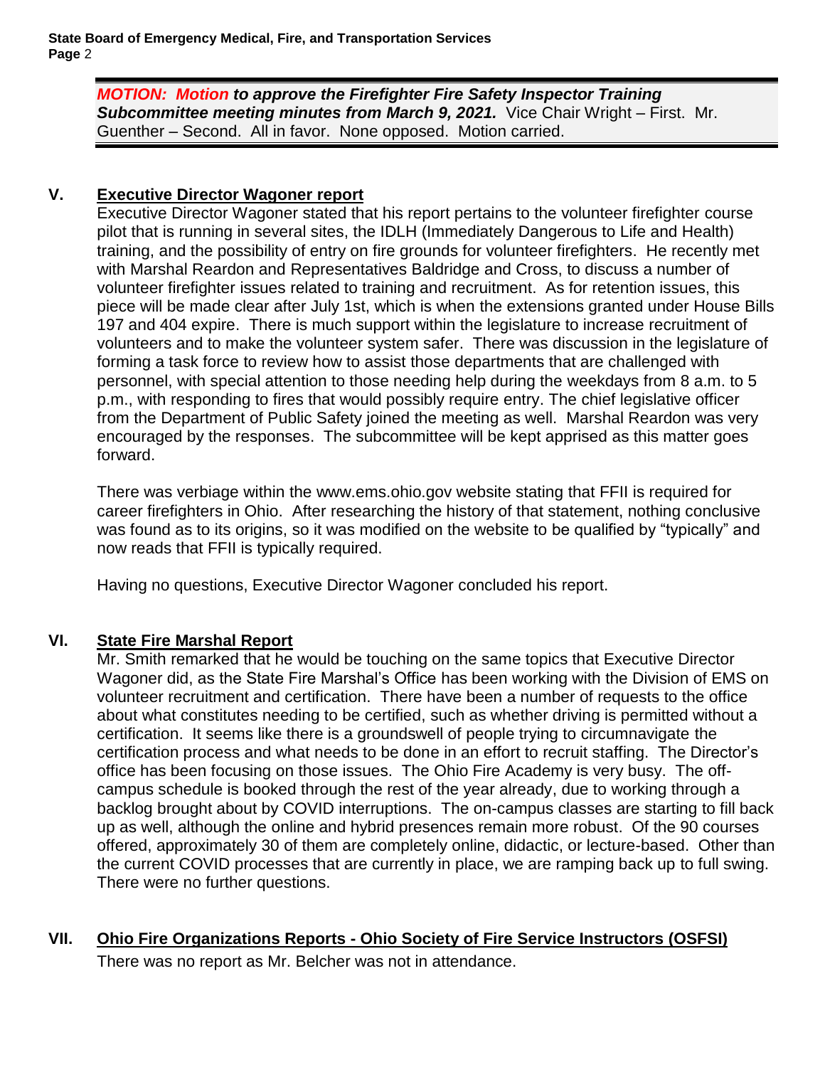***MOTION: Motion to approve the Firefighter Fire Safety Inspector Training Subcommittee meeting minutes from March 9, 2021.*** Vice Chair Wright – First. Mr. Guenther – Second. All in favor. None opposed. Motion carried.

## V. Executive Director Wagoner report

Executive Director Wagoner stated that his report pertains to the volunteer firefighter course pilot that is running in several sites, the IDLH (Immediately Dangerous to Life and Health) training, and the possibility of entry on fire grounds for volunteer firefighters. He recently met with Marshal Reardon and Representatives Baldridge and Cross, to discuss a number of volunteer firefighter issues related to training and recruitment. As for retention issues, this piece will be made clear after July 1st, which is when the extensions granted under House Bills 197 and 404 expire. There is much support within the legislature to increase recruitment of volunteers and to make the volunteer system safer. There was discussion in the legislature of forming a task force to review how to assist those departments that are challenged with personnel, with special attention to those needing help during the weekdays from 8 a.m. to 5 p.m., with responding to fires that would possibly require entry. The chief legislative officer from the Department of Public Safety joined the meeting as well. Marshal Reardon was very encouraged by the responses. The subcommittee will be kept apprised as this matter goes forward.

There was verbiage within the www.ems.ohio.gov website stating that FFII is required for career firefighters in Ohio. After researching the history of that statement, nothing conclusive was found as to its origins, so it was modified on the website to be qualified by "typically" and now reads that FFII is typically required.

Having no questions, Executive Director Wagoner concluded his report.

## VI. State Fire Marshal Report

Mr. Smith remarked that he would be touching on the same topics that Executive Director Wagoner did, as the State Fire Marshal's Office has been working with the Division of EMS on volunteer recruitment and certification. There have been a number of requests to the office about what constitutes needing to be certified, such as whether driving is permitted without a certification. It seems like there is a groundswell of people trying to circumnavigate the certification process and what needs to be done in an effort to recruit staffing. The Director's office has been focusing on those issues. The Ohio Fire Academy is very busy. The off-campus schedule is booked through the rest of the year already, due to working through a backlog brought about by COVID interruptions. The on-campus classes are starting to fill back up as well, although the online and hybrid presences remain more robust. Of the 90 courses offered, approximately 30 of them are completely online, didactic, or lecture-based. Other than the current COVID processes that are currently in place, we are ramping back up to full swing. There were no further questions.

## VII. Ohio Fire Organizations Reports - Ohio Society of Fire Service Instructors (OSFSI)

There was no report as Mr. Belcher was not in attendance.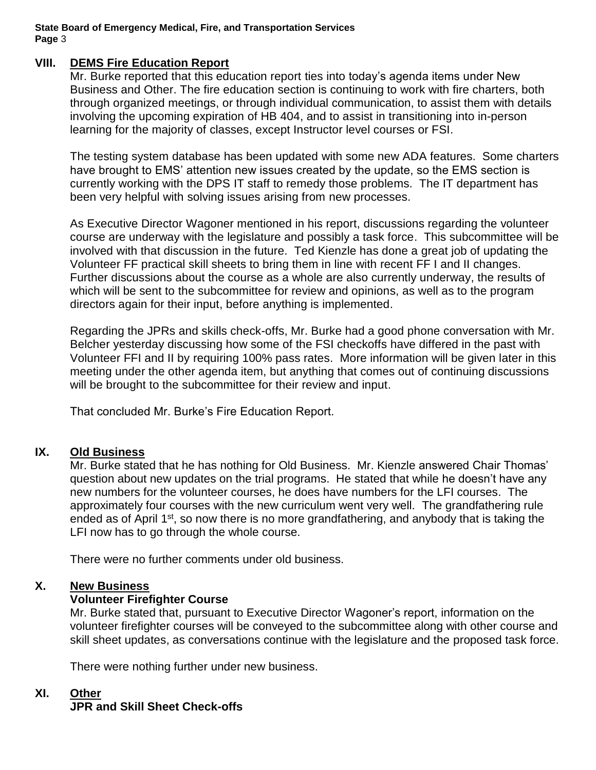## VIII. DEMS Fire Education Report

Mr. Burke reported that this education report ties into today's agenda items under New Business and Other. The fire education section is continuing to work with fire charters, both through organized meetings, or through individual communication, to assist them with details involving the upcoming expiration of HB 404, and to assist in transitioning into in-person learning for the majority of classes, except Instructor level courses or FSI.

The testing system database has been updated with some new ADA features. Some charters have brought to EMS' attention new issues created by the update, so the EMS section is currently working with the DPS IT staff to remedy those problems. The IT department has been very helpful with solving issues arising from new processes.

As Executive Director Wagoner mentioned in his report, discussions regarding the volunteer course are underway with the legislature and possibly a task force. This subcommittee will be involved with that discussion in the future. Ted Kienzle has done a great job of updating the Volunteer FF practical skill sheets to bring them in line with recent FF I and II changes. Further discussions about the course as a whole are also currently underway, the results of which will be sent to the subcommittee for review and opinions, as well as to the program directors again for their input, before anything is implemented.

Regarding the JPRs and skills check-offs, Mr. Burke had a good phone conversation with Mr. Belcher yesterday discussing how some of the FSI checkoffs have differed in the past with Volunteer FFI and II by requiring 100% pass rates. More information will be given later in this meeting under the other agenda item, but anything that comes out of continuing discussions will be brought to the subcommittee for their review and input.

That concluded Mr. Burke's Fire Education Report.

## IX. Old Business

Mr. Burke stated that he has nothing for Old Business. Mr. Kienzle answered Chair Thomas' question about new updates on the trial programs. He stated that while he doesn't have any new numbers for the volunteer courses, he does have numbers for the LFI courses. The approximately four courses with the new curriculum went very well. The grandfathering rule ended as of April 1st, so now there is no more grandfathering, and anybody that is taking the LFI now has to go through the whole course.

There were no further comments under old business.

## X. New Business

### Volunteer Firefighter Course

Mr. Burke stated that, pursuant to Executive Director Wagoner's report, information on the volunteer firefighter courses will be conveyed to the subcommittee along with other course and skill sheet updates, as conversations continue with the legislature and the proposed task force.

There were nothing further under new business.

## XI. Other

### JPR and Skill Sheet Check-offs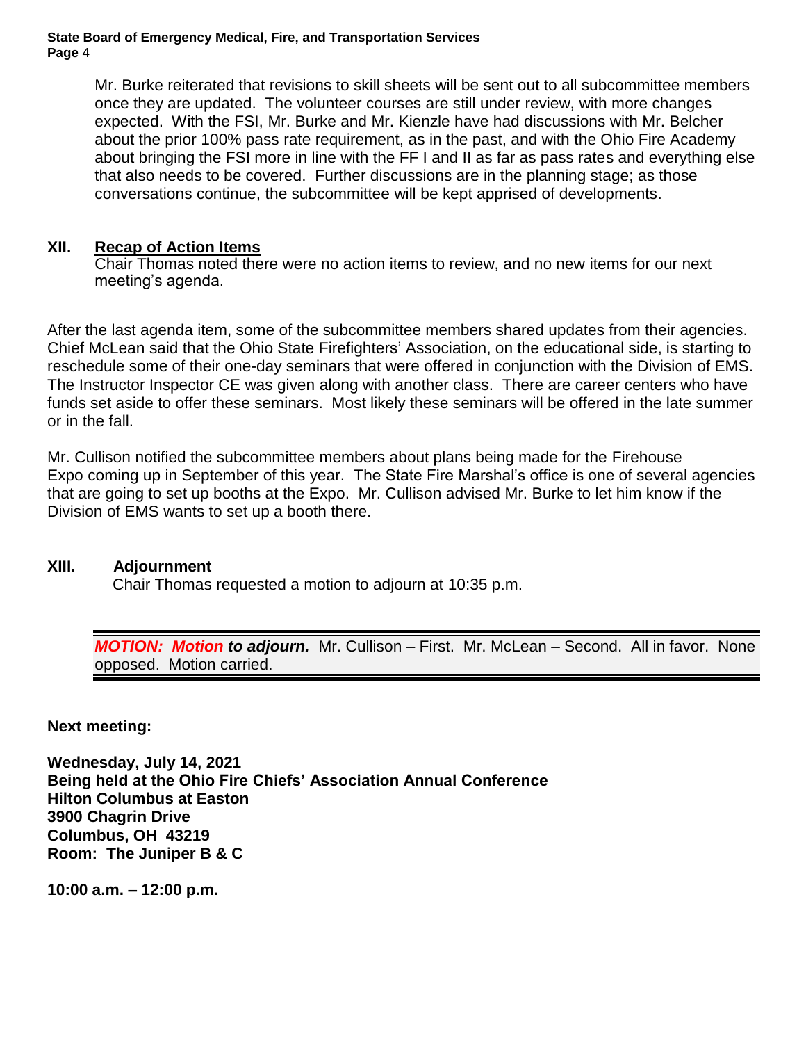Mr. Burke reiterated that revisions to skill sheets will be sent out to all subcommittee members once they are updated. The volunteer courses are still under review, with more changes expected. With the FSI, Mr. Burke and Mr. Kienzle have had discussions with Mr. Belcher about the prior 100% pass rate requirement, as in the past, and with the Ohio Fire Academy about bringing the FSI more in line with the FF I and II as far as pass rates and everything else that also needs to be covered. Further discussions are in the planning stage; as those conversations continue, the subcommittee will be kept apprised of developments.

## XII. Recap of Action Items

Chair Thomas noted there were no action items to review, and no new items for our next meeting's agenda.

After the last agenda item, some of the subcommittee members shared updates from their agencies. Chief McLean said that the Ohio State Firefighters' Association, on the educational side, is starting to reschedule some of their one-day seminars that were offered in conjunction with the Division of EMS. The Instructor Inspector CE was given along with another class. There are career centers who have funds set aside to offer these seminars. Most likely these seminars will be offered in the late summer or in the fall.

Mr. Cullison notified the subcommittee members about plans being made for the Firehouse Expo coming up in September of this year. The State Fire Marshal's office is one of several agencies that are going to set up booths at the Expo. Mr. Cullison advised Mr. Burke to let him know if the Division of EMS wants to set up a booth there.

## XIII. Adjournment

Chair Thomas requested a motion to adjourn at 10:35 p.m.

***MOTION: Motion to adjourn.*** Mr. Cullison – First. Mr. McLean – Second. All in favor. None opposed. Motion carried.

**Next meeting:**

**Wednesday, July 14, 2021**
**Being held at the Ohio Fire Chiefs' Association Annual Conference**
**Hilton Columbus at Easton**
**3900 Chagrin Drive**
**Columbus, OH 43219**
**Room: The Juniper B & C**

**10:00 a.m. – 12:00 p.m.**